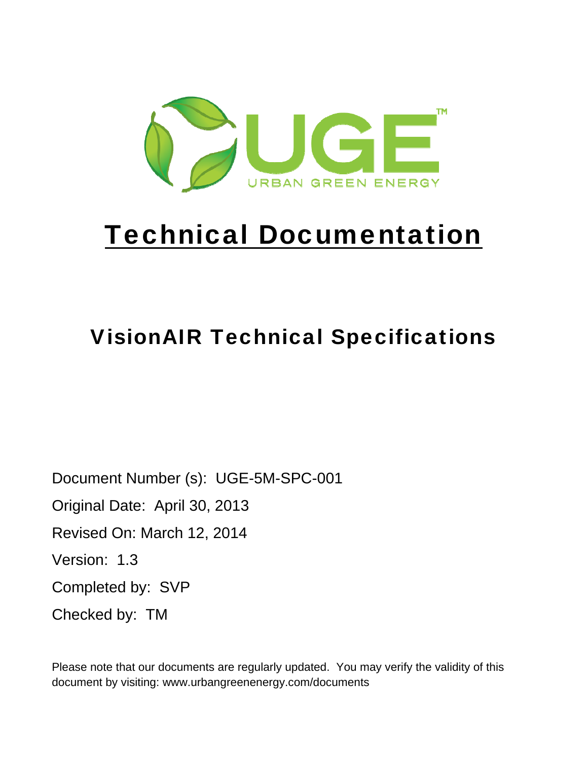# Technical Documentation

## VisionAIR Technical Specifications

Document Number (s): UGE-5M-SPC-001

Original Date: April 30, 2013

Revised On: March 12, 2014

Version: 1.3

Completed by: SVP

Checked by: TM

Please note that our documents are regularly updated. You may verify the validity of this document by visiting: www.urbangreenenergy.com/documents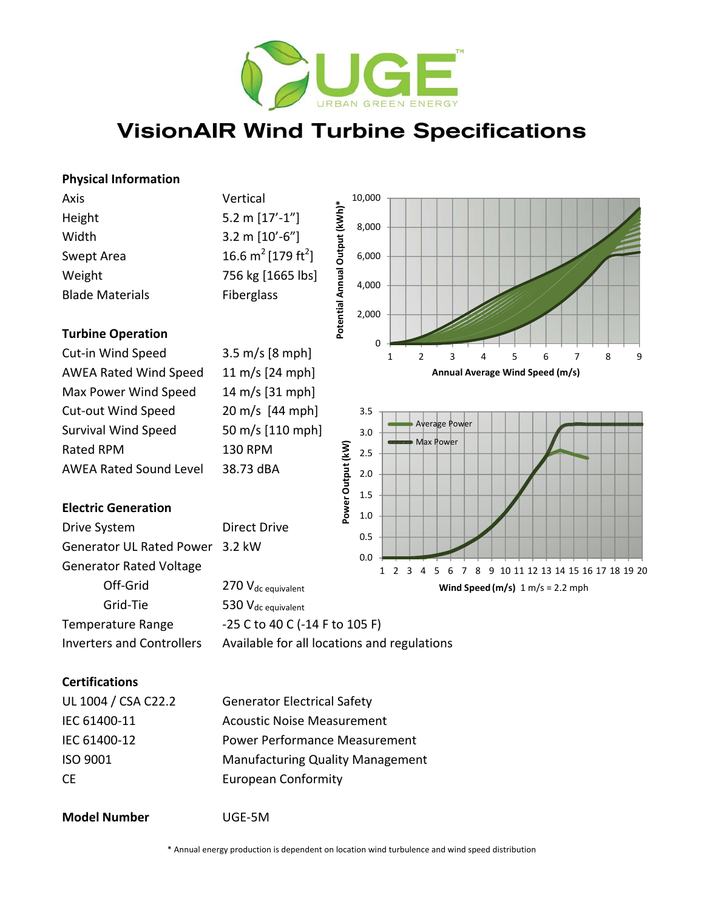UGE
URBAN GREEN ENERGY

# VisionAIR Wind Turbine Specifications

## Physical Information

| | |
|---|---|
| Axis | Vertical |
| Height | 5.2 m [17'-1"] |
| Width | 3.2 m [10'-6"] |
| Swept Area | 16.6 $m^2$ [179 $ft^2$] |
| Weight | 756 kg [1665 lbs] |
| Blade Materials | Fiberglass |

## Turbine Operation

| | |
|---|---|
| Cut-in Wind Speed | 3.5 m/s [8 mph] |
| AWEA Rated Wind Speed | 11 m/s [24 mph] |
| Max Power Wind Speed | 14 m/s [31 mph] |
| Cut-out Wind Speed | 20 m/s [44 mph] |
| Survival Wind Speed | 50 m/s [110 mph] |
| Rated RPM | 130 RPM |
| AWEA Rated Sound Level | 38.73 dBA |

## Electric Generation

| | |
|---|---|
| Drive System | Direct Drive |
| Generator UL Rated Power | 3.2 kW |
| Generator Rated Voltage | |
| Off-Grid | 270 $V_{dc\ equivalent}$ |
| Grid-Tie | 530 $V_{dc\ equivalent}$ |
| Temperature Range | -25 C to 40 C (-14 F to 105 F) |
| Inverters and Controllers | Available for all locations and regulations |

Potential Annual Output (kWh)*

10,000
8,000
6,000
4,000
2,000
0

1 2 3 4 5 6 7 8 9

Annual Average Wind Speed (m/s)

Power Output (kW)

3.5
3.0
2.5
2.0
1.5
1.0
0.5
0.0

Average Power
Max Power

1 2 3 4 5 6 7 8 9 10 11 12 13 14 15 16 17 18 19 20

Wind Speed (m/s) 1 m/s = 2.2 mph

## Certifications

| | |
|---|---|
| UL 1004 / CSA C22.2 | Generator Electrical Safety |
| IEC 61400-11 | Acoustic Noise Measurement |
| IEC 61400-12 | Power Performance Measurement |
| ISO 9001 | Manufacturing Quality Management |
| CE | European Conformity |

**Model Number** UGE-5M

* Annual energy production is dependent on location wind turbulence and wind speed distribution